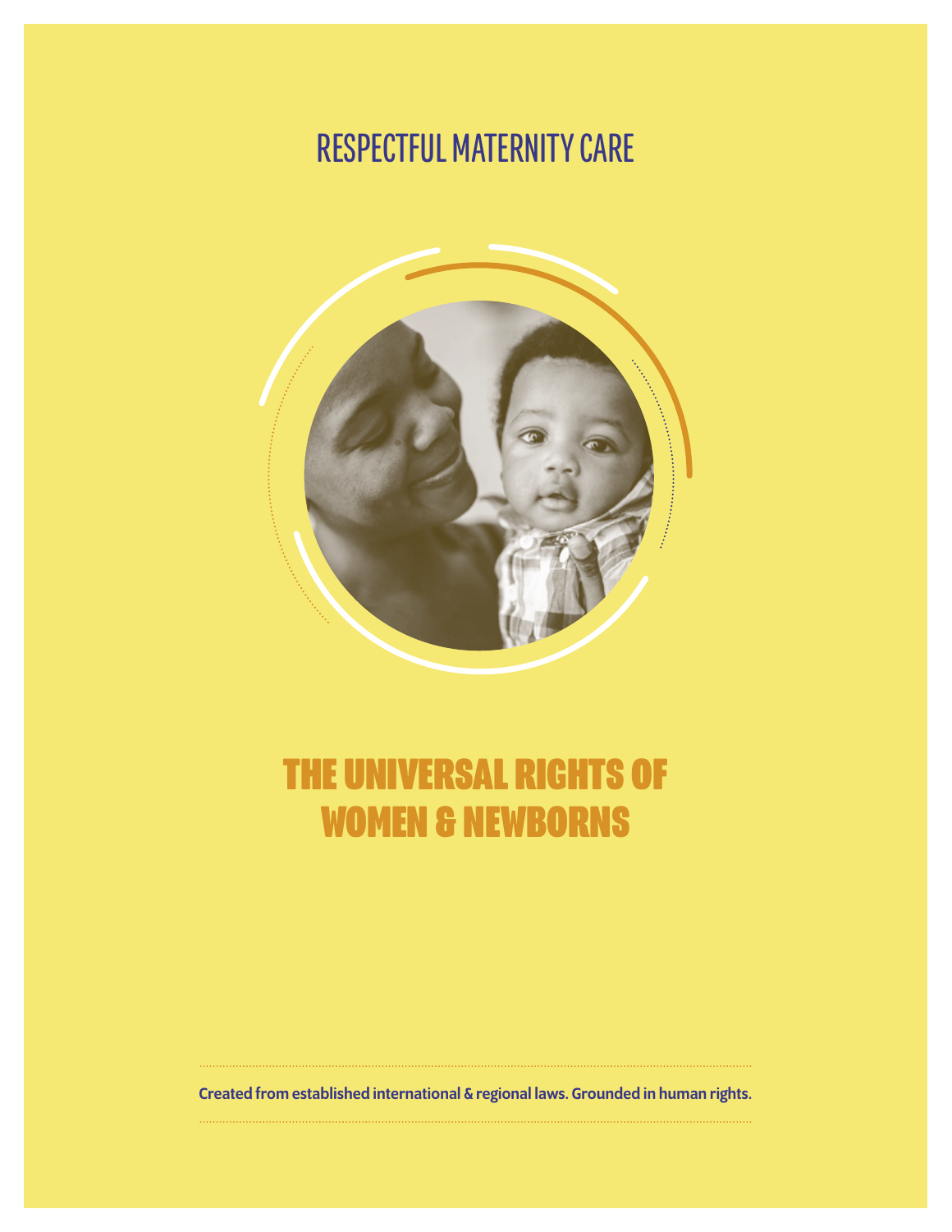RESPECTFUL MATERNITY CARE

# THE UNIVERSAL RIGHTS OF WOMEN & NEWBORNS

**Created from established international & regional laws. Grounded in human rights.**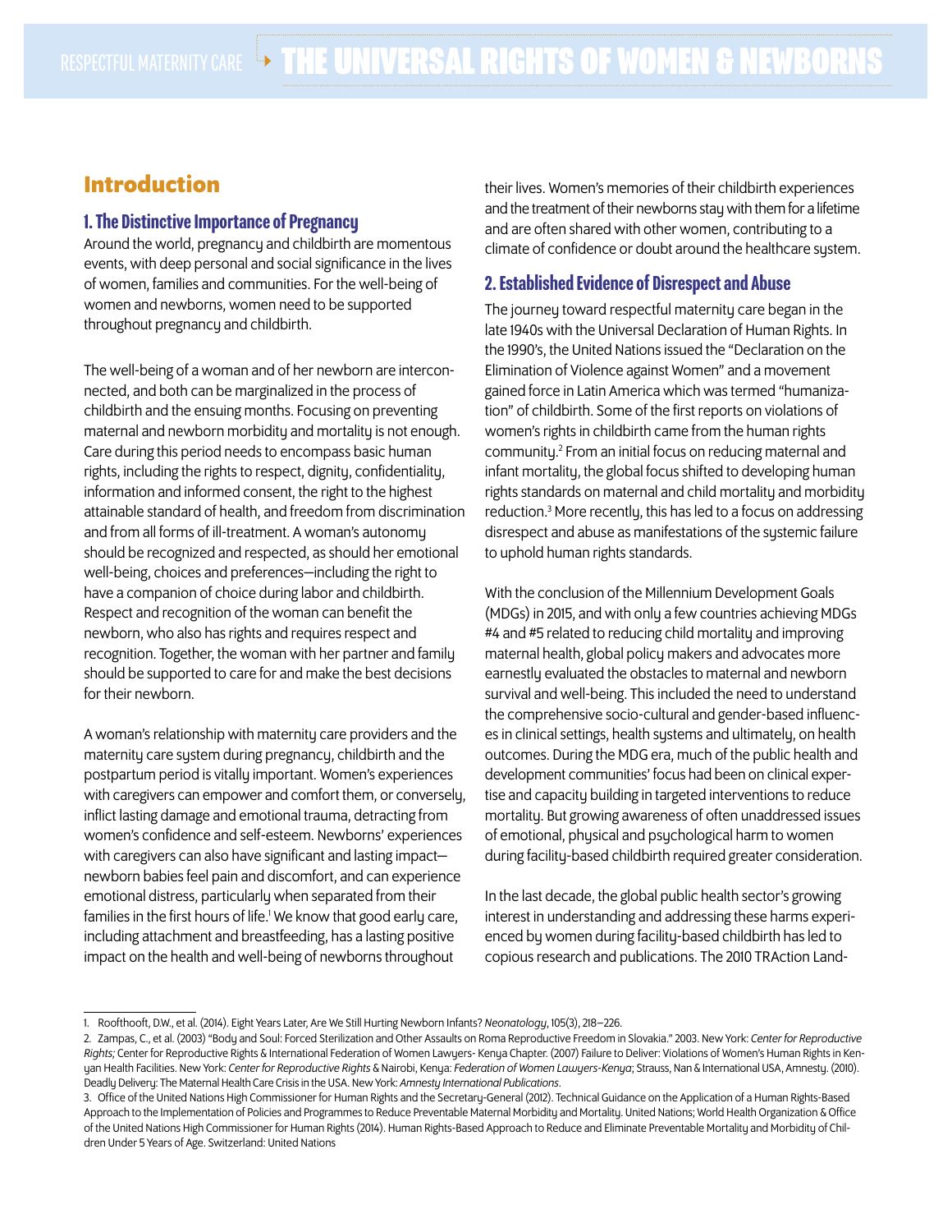## Introduction

### 1. The Distinctive Importance of Pregnancy

Around the world, pregnancy and childbirth are momentous events, with deep personal and social significance in the lives of women, families and communities. For the well-being of women and newborns, women need to be supported throughout pregnancy and childbirth.

The well-being of a woman and of her newborn are interconnected, and both can be marginalized in the process of childbirth and the ensuing months. Focusing on preventing maternal and newborn morbidity and mortality is not enough. Care during this period needs to encompass basic human rights, including the rights to respect, dignity, confidentiality, information and informed consent, the right to the highest attainable standard of health, and freedom from discrimination and from all forms of ill-treatment. A woman's autonomy should be recognized and respected, as should her emotional well-being, choices and preferences—including the right to have a companion of choice during labor and childbirth. Respect and recognition of the woman can benefit the newborn, who also has rights and requires respect and recognition. Together, the woman with her partner and family should be supported to care for and make the best decisions for their newborn.

A woman's relationship with maternity care providers and the maternity care system during pregnancy, childbirth and the postpartum period is vitally important. Women's experiences with caregivers can empower and comfort them, or conversely, inflict lasting damage and emotional trauma, detracting from women's confidence and self-esteem. Newborns' experiences with caregivers can also have significant and lasting impact—newborn babies feel pain and discomfort, and can experience emotional distress, particularly when separated from their families in the first hours of life.[1] We know that good early care, including attachment and breastfeeding, has a lasting positive impact on the health and well-being of newborns throughout their lives. Women's memories of their childbirth experiences and the treatment of their newborns stay with them for a lifetime and are often shared with other women, contributing to a climate of confidence or doubt around the healthcare system.

### 2. Established Evidence of Disrespect and Abuse

The journey toward respectful maternity care began in the late 1940s with the Universal Declaration of Human Rights. In the 1990's, the United Nations issued the "Declaration on the Elimination of Violence against Women" and a movement gained force in Latin America which was termed "humanization" of childbirth. Some of the first reports on violations of women's rights in childbirth came from the human rights community.[2] From an initial focus on reducing maternal and infant mortality, the global focus shifted to developing human rights standards on maternal and child mortality and morbidity reduction.[3] More recently, this has led to a focus on addressing disrespect and abuse as manifestations of the systemic failure to uphold human rights standards.

With the conclusion of the Millennium Development Goals (MDGs) in 2015, and with only a few countries achieving MDGs #4 and #5 related to reducing child mortality and improving maternal health, global policy makers and advocates more earnestly evaluated the obstacles to maternal and newborn survival and well-being. This included the need to understand the comprehensive socio-cultural and gender-based influences in clinical settings, health systems and ultimately, on health outcomes. During the MDG era, much of the public health and development communities' focus had been on clinical expertise and capacity building in targeted interventions to reduce mortality. But growing awareness of often unaddressed issues of emotional, physical and psychological harm to women during facility-based childbirth required greater consideration.

In the last decade, the global public health sector's growing interest in understanding and addressing these harms experienced by women during facility-based childbirth has led to copious research and publications. The 2010 TRAction Land-

---

1. Roofthooft, D.W., et al. (2014). Eight Years Later, Are We Still Hurting Newborn Infants? *Neonatology*, 105(3), 218–226.
2. Zampas, C., et al. (2003) "Body and Soul: Forced Sterilization and Other Assaults on Roma Reproductive Freedom in Slovakia." 2003. New York: *Center for Reproductive Rights;* Center for Reproductive Rights & International Federation of Women Lawyers- Kenya Chapter. (2007) Failure to Deliver: Violations of Women's Human Rights in Kenyan Health Facilities. New York: *Center for Reproductive Rights* & Nairobi, Kenya: *Federation of Women Lawyers-Kenya*; Strauss, Nan & International USA, Amnesty. (2010). Deadly Delivery: The Maternal Health Care Crisis in the USA. New York: *Amnesty International Publications*.
3. Office of the United Nations High Commissioner for Human Rights and the Secretary-General (2012). Technical Guidance on the Application of a Human Rights-Based Approach to the Implementation of Policies and Programmes to Reduce Preventable Maternal Morbidity and Mortality. United Nations; World Health Organization & Office of the United Nations High Commissioner for Human Rights (2014). Human Rights-Based Approach to Reduce and Eliminate Preventable Mortality and Morbidity of Children Under 5 Years of Age. Switzerland: United Nations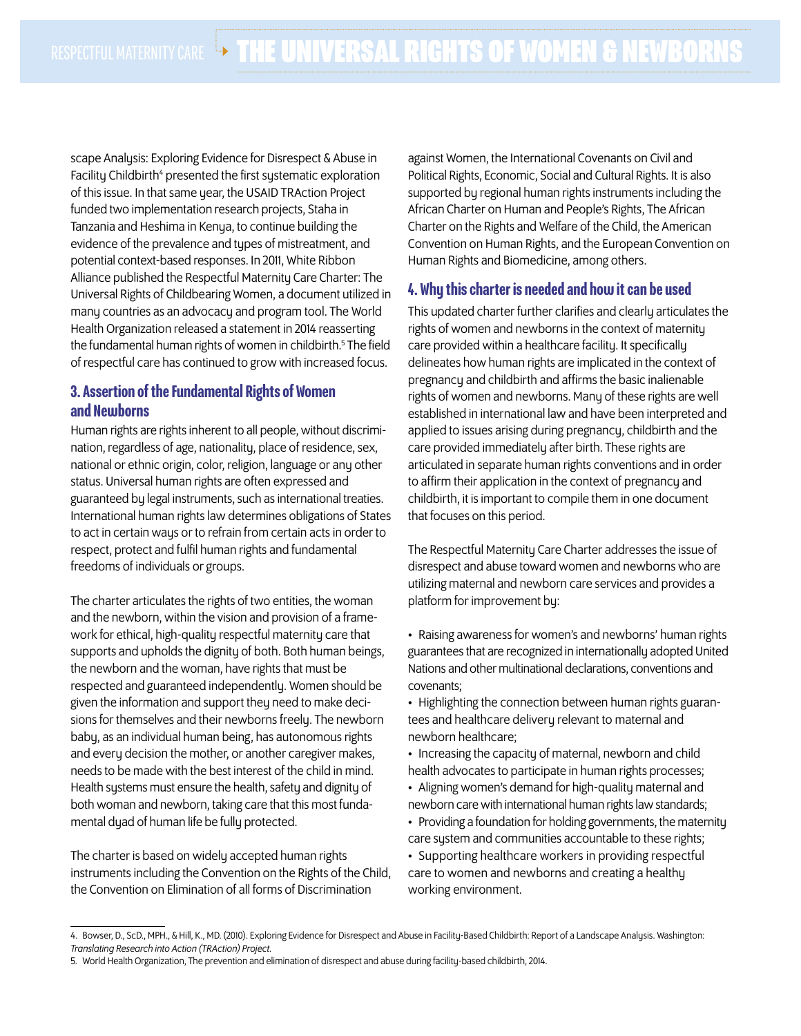scape Analysis: Exploring Evidence for Disrespect & Abuse in Facility Childbirth[4] presented the first systematic exploration of this issue. In that same year, the USAID TRAction Project funded two implementation research projects, Staha in Tanzania and Heshima in Kenya, to continue building the evidence of the prevalence and types of mistreatment, and potential context-based responses. In 2011, White Ribbon Alliance published the Respectful Maternity Care Charter: The Universal Rights of Childbearing Women, a document utilized in many countries as an advocacy and program tool. The World Health Organization released a statement in 2014 reasserting the fundamental human rights of women in childbirth.[5] The field of respectful care has continued to grow with increased focus.

## 3. Assertion of the Fundamental Rights of Women and Newborns

Human rights are rights inherent to all people, without discrimination, regardless of age, nationality, place of residence, sex, national or ethnic origin, color, religion, language or any other status. Universal human rights are often expressed and guaranteed by legal instruments, such as international treaties. International human rights law determines obligations of States to act in certain ways or to refrain from certain acts in order to respect, protect and fulfil human rights and fundamental freedoms of individuals or groups.

The charter articulates the rights of two entities, the woman and the newborn, within the vision and provision of a framework for ethical, high-quality respectful maternity care that supports and upholds the dignity of both. Both human beings, the newborn and the woman, have rights that must be respected and guaranteed independently. Women should be given the information and support they need to make decisions for themselves and their newborns freely. The newborn baby, as an individual human being, has autonomous rights and every decision the mother, or another caregiver makes, needs to be made with the best interest of the child in mind. Health systems must ensure the health, safety and dignity of both woman and newborn, taking care that this most fundamental dyad of human life be fully protected.

The charter is based on widely accepted human rights instruments including the Convention on the Rights of the Child, the Convention on Elimination of all forms of Discrimination against Women, the International Covenants on Civil and Political Rights, Economic, Social and Cultural Rights. It is also supported by regional human rights instruments including the African Charter on Human and People's Rights, The African Charter on the Rights and Welfare of the Child, the American Convention on Human Rights, and the European Convention on Human Rights and Biomedicine, among others.

## 4. Why this charter is needed and how it can be used

This updated charter further clarifies and clearly articulates the rights of women and newborns in the context of maternity care provided within a healthcare facility. It specifically delineates how human rights are implicated in the context of pregnancy and childbirth and affirms the basic inalienable rights of women and newborns. Many of these rights are well established in international law and have been interpreted and applied to issues arising during pregnancy, childbirth and the care provided immediately after birth. These rights are articulated in separate human rights conventions and in order to affirm their application in the context of pregnancy and childbirth, it is important to compile them in one document that focuses on this period.

The Respectful Maternity Care Charter addresses the issue of disrespect and abuse toward women and newborns who are utilizing maternal and newborn care services and provides a platform for improvement by:

- Raising awareness for women's and newborns' human rights guarantees that are recognized in internationally adopted United Nations and other multinational declarations, conventions and covenants;
- Highlighting the connection between human rights guarantees and healthcare delivery relevant to maternal and newborn healthcare;
- Increasing the capacity of maternal, newborn and child health advocates to participate in human rights processes;
- Aligning women's demand for high-quality maternal and newborn care with international human rights law standards;
- Providing a foundation for holding governments, the maternity care system and communities accountable to these rights;
- Supporting healthcare workers in providing respectful care to women and newborns and creating a healthy working environment.

---

4. Bowser, D., ScD., MPH., & Hill, K., MD. (2010). Exploring Evidence for Disrespect and Abuse in Facility-Based Childbirth: Report of a Landscape Analysis. Washington: *Translating Research into Action (TRAction) Project.*

5. World Health Organization, The prevention and elimination of disrespect and abuse during facility-based childbirth, 2014.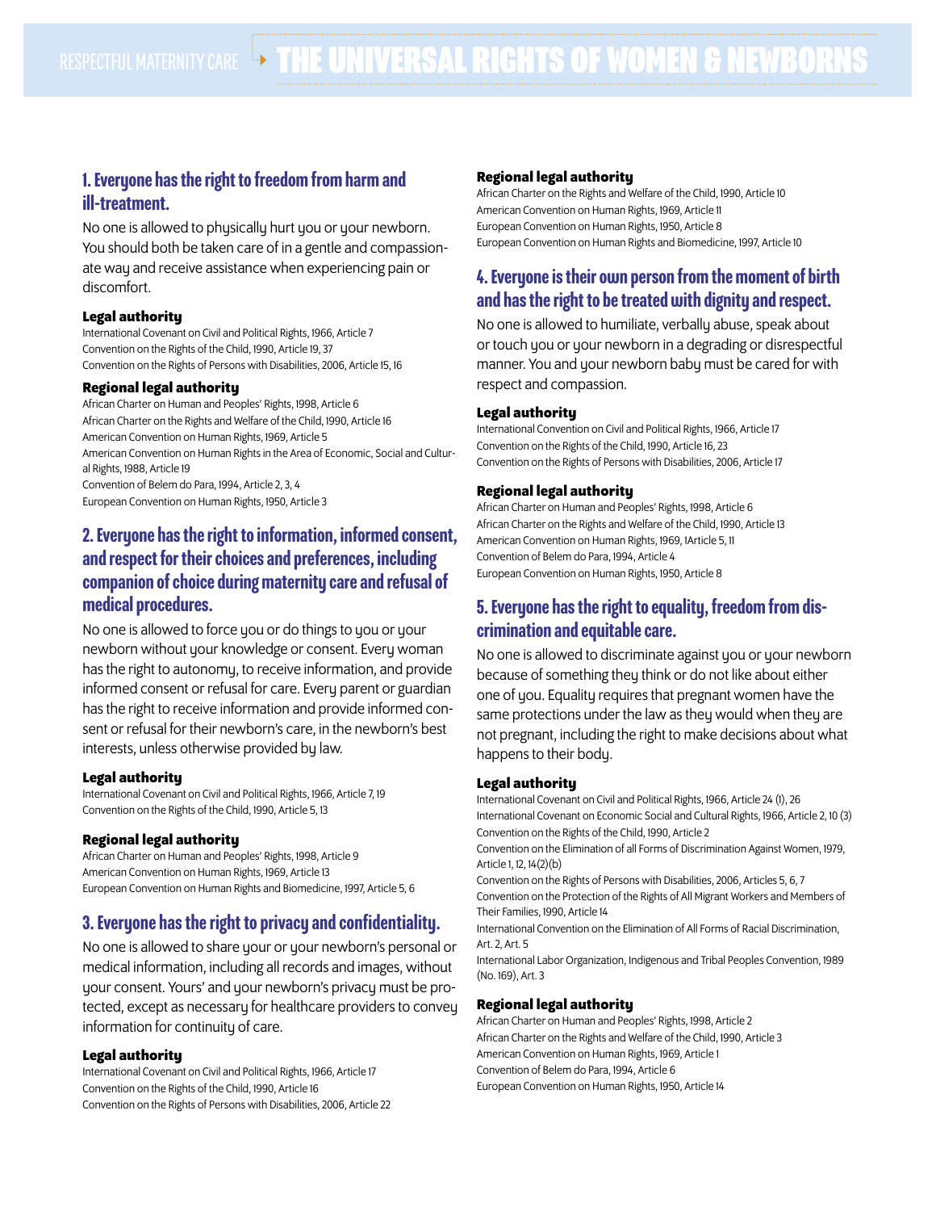RESPECTFUL MATERNITY CARE

# THE UNIVERSAL RIGHTS OF WOMEN & NEWBORNS

## 1. Everyone has the right to freedom from harm and ill-treatment.

No one is allowed to physically hurt you or your newborn. You should both be taken care of in a gentle and compassionate way and receive assistance when experiencing pain or discomfort.

**Legal authority**

International Covenant on Civil and Political Rights, 1966, Article 7
Convention on the Rights of the Child, 1990, Article 19, 37
Convention on the Rights of Persons with Disabilities, 2006, Article 15, 16

**Regional legal authority**

African Charter on Human and Peoples' Rights, 1998, Article 6
African Charter on the Rights and Welfare of the Child, 1990, Article 16
American Convention on Human Rights, 1969, Article 5
American Convention on Human Rights in the Area of Economic, Social and Cultural Rights, 1988, Article 19
Convention of Belem do Para, 1994, Article 2, 3, 4
European Convention on Human Rights, 1950, Article 3

## 2. Everyone has the right to information, informed consent, and respect for their choices and preferences, including companion of choice during maternity care and refusal of medical procedures.

No one is allowed to force you or do things to you or your newborn without your knowledge or consent. Every woman has the right to autonomy, to receive information, and provide informed consent or refusal for care. Every parent or guardian has the right to receive information and provide informed consent or refusal for their newborn's care, in the newborn's best interests, unless otherwise provided by law.

**Legal authority**

International Covenant on Civil and Political Rights, 1966, Article 7, 19
Convention on the Rights of the Child, 1990, Article 5, 13

**Regional legal authority**

African Charter on Human and Peoples' Rights, 1998, Article 9
American Convention on Human Rights, 1969, Article 13
European Convention on Human Rights and Biomedicine, 1997, Article 5, 6

## 3. Everyone has the right to privacy and confidentiality.

No one is allowed to share your or your newborn's personal or medical information, including all records and images, without your consent. Yours' and your newborn's privacy must be protected, except as necessary for healthcare providers to convey information for continuity of care.

**Legal authority**

International Covenant on Civil and Political Rights, 1966, Article 17
Convention on the Rights of the Child, 1990, Article 16
Convention on the Rights of Persons with Disabilities, 2006, Article 22

**Regional legal authority**

African Charter on the Rights and Welfare of the Child, 1990, Article 10
American Convention on Human Rights, 1969, Article 11
European Convention on Human Rights, 1950, Article 8
European Convention on Human Rights and Biomedicine, 1997, Article 10

## 4. Everyone is their own person from the moment of birth and has the right to be treated with dignity and respect.

No one is allowed to humiliate, verbally abuse, speak about or touch you or your newborn in a degrading or disrespectful manner. You and your newborn baby must be cared for with respect and compassion.

**Legal authority**

International Convention on Civil and Political Rights, 1966, Article 17
Convention on the Rights of the Child, 1990, Article 16, 23
Convention on the Rights of Persons with Disabilities, 2006, Article 17

**Regional legal authority**

African Charter on Human and Peoples' Rights, 1998, Article 6
African Charter on the Rights and Welfare of the Child, 1990, Article 13
American Convention on Human Rights, 1969, 1Article 5, 11
Convention of Belem do Para, 1994, Article 4
European Convention on Human Rights, 1950, Article 8

## 5. Everyone has the right to equality, freedom from discrimination and equitable care.

No one is allowed to discriminate against you or your newborn because of something they think or do not like about either one of you. Equality requires that pregnant women have the same protections under the law as they would when they are not pregnant, including the right to make decisions about what happens to their body.

**Legal authority**

International Covenant on Civil and Political Rights, 1966, Article 24 (1), 26
International Covenant on Economic Social and Cultural Rights, 1966, Article 2, 10 (3)
Convention on the Rights of the Child, 1990, Article 2
Convention on the Elimination of all Forms of Discrimination Against Women, 1979, Article 1, 12, 14(2)(b)
Convention on the Rights of Persons with Disabilities, 2006, Articles 5, 6, 7
Convention on the Protection of the Rights of All Migrant Workers and Members of Their Families, 1990, Article 14
International Convention on the Elimination of All Forms of Racial Discrimination, Art. 2, Art. 5
International Labor Organization, Indigenous and Tribal Peoples Convention, 1989 (No. 169), Art. 3

**Regional legal authority**

African Charter on Human and Peoples' Rights, 1998, Article 2
African Charter on the Rights and Welfare of the Child, 1990, Article 3
American Convention on Human Rights, 1969, Article 1
Convention of Belem do Para, 1994, Article 6
European Convention on Human Rights, 1950, Article 14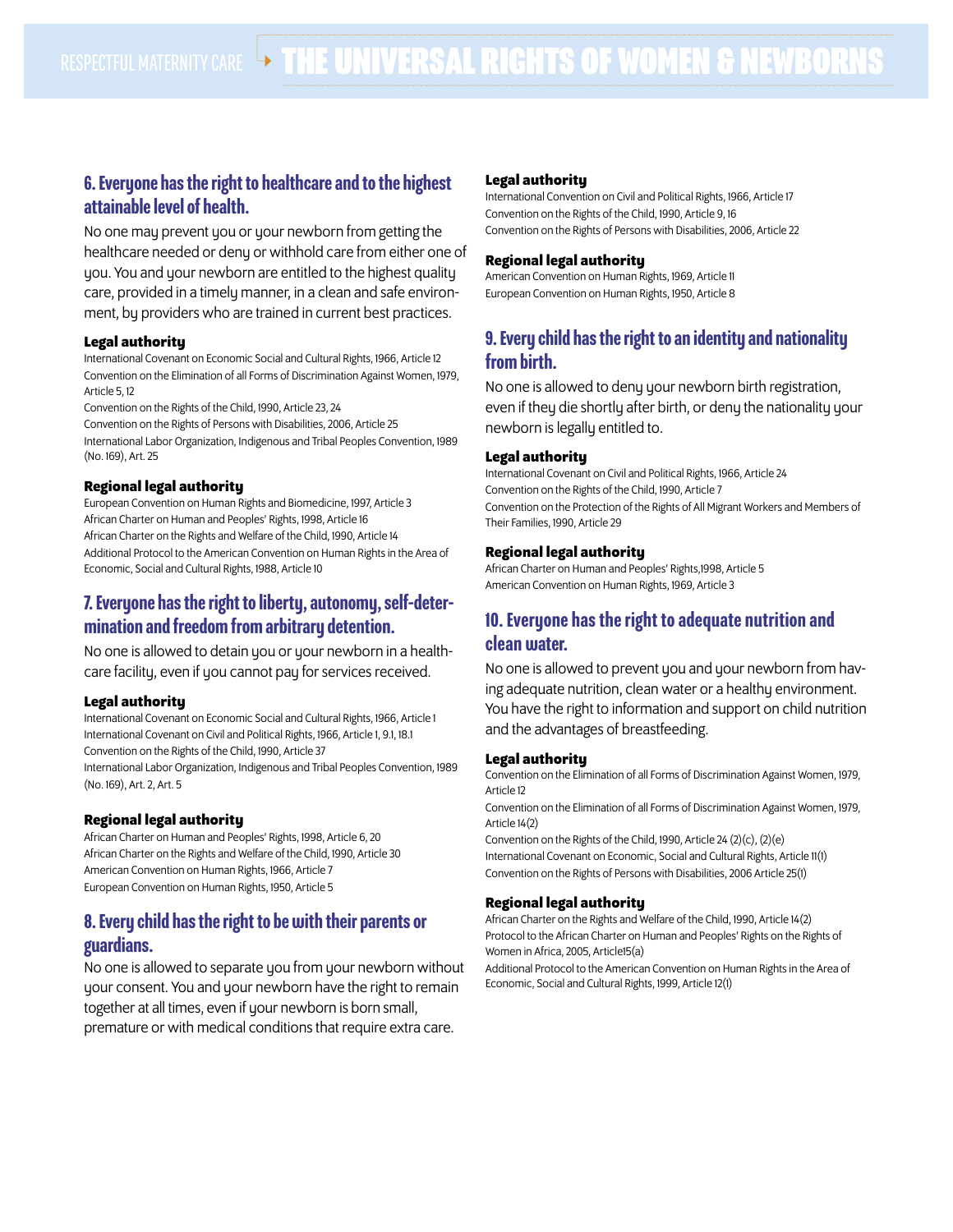## 6. Everyone has the right to healthcare and to the highest attainable level of health.

No one may prevent you or your newborn from getting the healthcare needed or deny or withhold care from either one of you. You and your newborn are entitled to the highest quality care, provided in a timely manner, in a clean and safe environment, by providers who are trained in current best practices.

**Legal authority**

International Covenant on Economic Social and Cultural Rights, 1966, Article 12
Convention on the Elimination of all Forms of Discrimination Against Women, 1979, Article 5, 12
Convention on the Rights of the Child, 1990, Article 23, 24
Convention on the Rights of Persons with Disabilities, 2006, Article 25
International Labor Organization, Indigenous and Tribal Peoples Convention, 1989 (No. 169), Art. 25

**Regional legal authority**

European Convention on Human Rights and Biomedicine, 1997, Article 3
African Charter on Human and Peoples' Rights, 1998, Article 16
African Charter on the Rights and Welfare of the Child, 1990, Article 14
Additional Protocol to the American Convention on Human Rights in the Area of Economic, Social and Cultural Rights, 1988, Article 10

## 7. Everyone has the right to liberty, autonomy, self-determination and freedom from arbitrary detention.

No one is allowed to detain you or your newborn in a healthcare facility, even if you cannot pay for services received.

**Legal authority**

International Covenant on Economic Social and Cultural Rights, 1966, Article 1
International Covenant on Civil and Political Rights, 1966, Article 1, 9.1, 18.1
Convention on the Rights of the Child, 1990, Article 37
International Labor Organization, Indigenous and Tribal Peoples Convention, 1989 (No. 169), Art. 2, Art. 5

**Regional legal authority**

African Charter on Human and Peoples' Rights, 1998, Article 6, 20
African Charter on the Rights and Welfare of the Child, 1990, Article 30
American Convention on Human Rights, 1966, Article 7
European Convention on Human Rights, 1950, Article 5

## 8. Every child has the right to be with their parents or guardians.

No one is allowed to separate you from your newborn without your consent. You and your newborn have the right to remain together at all times, even if your newborn is born small, premature or with medical conditions that require extra care.

**Legal authority**

International Convention on Civil and Political Rights, 1966, Article 17
Convention on the Rights of the Child, 1990, Article 9, 16
Convention on the Rights of Persons with Disabilities, 2006, Article 22

**Regional legal authority**

American Convention on Human Rights, 1969, Article 11
European Convention on Human Rights, 1950, Article 8

## 9. Every child has the right to an identity and nationality from birth.

No one is allowed to deny your newborn birth registration, even if they die shortly after birth, or deny the nationality your newborn is legally entitled to.

**Legal authority**

International Covenant on Civil and Political Rights, 1966, Article 24
Convention on the Rights of the Child, 1990, Article 7
Convention on the Protection of the Rights of All Migrant Workers and Members of Their Families, 1990, Article 29

**Regional legal authority**

African Charter on Human and Peoples' Rights,1998, Article 5
American Convention on Human Rights, 1969, Article 3

## 10. Everyone has the right to adequate nutrition and clean water.

No one is allowed to prevent you and your newborn from having adequate nutrition, clean water or a healthy environment. You have the right to information and support on child nutrition and the advantages of breastfeeding.

**Legal authority**

Convention on the Elimination of all Forms of Discrimination Against Women, 1979, Article 12
Convention on the Elimination of all Forms of Discrimination Against Women, 1979, Article 14(2)
Convention on the Rights of the Child, 1990, Article 24 (2)(c), (2)(e)
International Covenant on Economic, Social and Cultural Rights, Article 11(1)
Convention on the Rights of Persons with Disabilities, 2006 Article 25(1)

**Regional legal authority**

African Charter on the Rights and Welfare of the Child, 1990, Article 14(2)
Protocol to the African Charter on Human and Peoples' Rights on the Rights of Women in Africa, 2005, Article15(a)
Additional Protocol to the American Convention on Human Rights in the Area of Economic, Social and Cultural Rights, 1999, Article 12(1)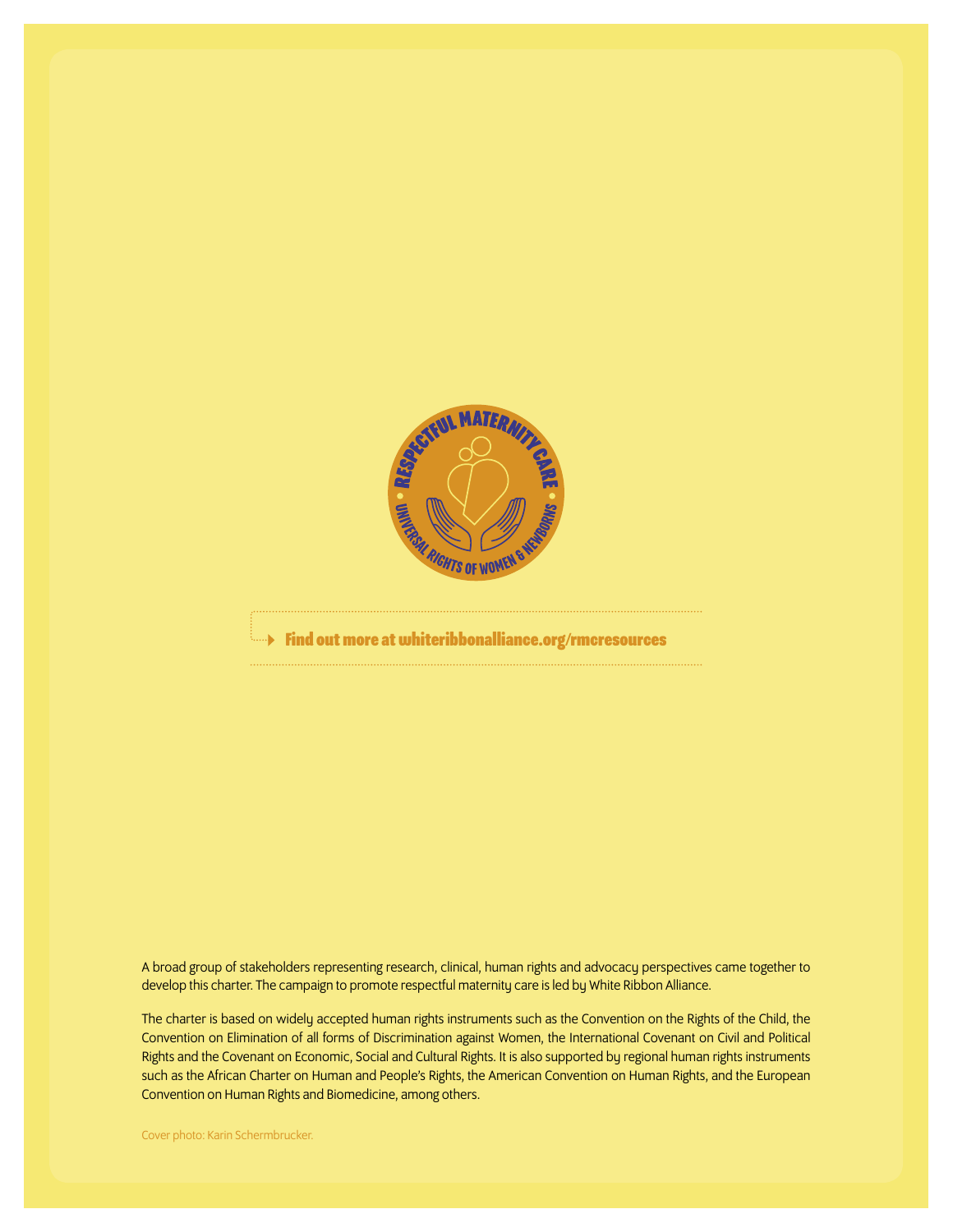RESPECTFUL MATERNITY CARE

UNIVERSAL RIGHTS OF WOMEN & NEWBORNS

**Find out more at whiteribbonalliance.org/rmcresources**

A broad group of stakeholders representing research, clinical, human rights and advocacy perspectives came together to develop this charter. The campaign to promote respectful maternity care is led by White Ribbon Alliance.

The charter is based on widely accepted human rights instruments such as the Convention on the Rights of the Child, the Convention on Elimination of all forms of Discrimination against Women, the International Covenant on Civil and Political Rights and the Covenant on Economic, Social and Cultural Rights. It is also supported by regional human rights instruments such as the African Charter on Human and People's Rights, the American Convention on Human Rights, and the European Convention on Human Rights and Biomedicine, among others.

Cover photo: Karin Schermbrucker.